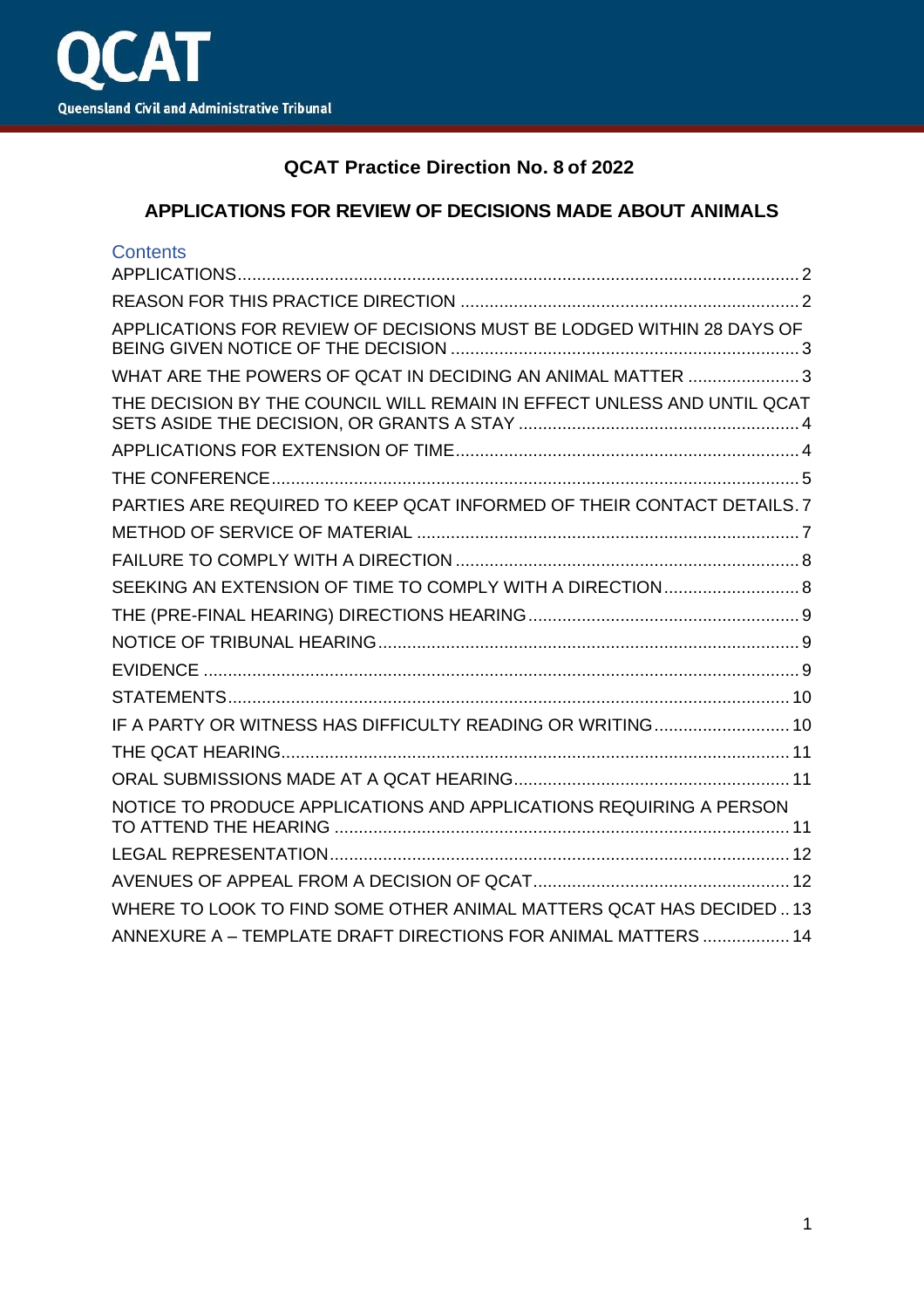QCAT

Queensland Civil and Administrative Tribunal

# QCAT Practice Direction No. 8 of 2022

## APPLICATIONS FOR REVIEW OF DECISIONS MADE ABOUT ANIMALS

Contents

APPLICATIONS ........ 2

REASON FOR THIS PRACTICE DIRECTION ........ 2

APPLICATIONS FOR REVIEW OF DECISIONS MUST BE LODGED WITHIN 28 DAYS OF BEING GIVEN NOTICE OF THE DECISION ........ 3

WHAT ARE THE POWERS OF QCAT IN DECIDING AN ANIMAL MATTER ........ 3

THE DECISION BY THE COUNCIL WILL REMAIN IN EFFECT UNLESS AND UNTIL QCAT SETS ASIDE THE DECISION, OR GRANTS A STAY ........ 4

APPLICATIONS FOR EXTENSION OF TIME ........ 4

THE CONFERENCE ........ 5

PARTIES ARE REQUIRED TO KEEP QCAT INFORMED OF THEIR CONTACT DETAILS. 7

METHOD OF SERVICE OF MATERIAL ........ 7

FAILURE TO COMPLY WITH A DIRECTION ........ 8

SEEKING AN EXTENSION OF TIME TO COMPLY WITH A DIRECTION ........ 8

THE (PRE-FINAL HEARING) DIRECTIONS HEARING ........ 9

NOTICE OF TRIBUNAL HEARING ........ 9

EVIDENCE ........ 9

STATEMENTS ........ 10

IF A PARTY OR WITNESS HAS DIFFICULTY READING OR WRITING ........ 10

THE QCAT HEARING ........ 11

ORAL SUBMISSIONS MADE AT A QCAT HEARING ........ 11

NOTICE TO PRODUCE APPLICATIONS AND APPLICATIONS REQUIRING A PERSON TO ATTEND THE HEARING ........ 11

LEGAL REPRESENTATION ........ 12

AVENUES OF APPEAL FROM A DECISION OF QCAT ........ 12

WHERE TO LOOK TO FIND SOME OTHER ANIMAL MATTERS QCAT HAS DECIDED .. 13

ANNEXURE A – TEMPLATE DRAFT DIRECTIONS FOR ANIMAL MATTERS ........ 14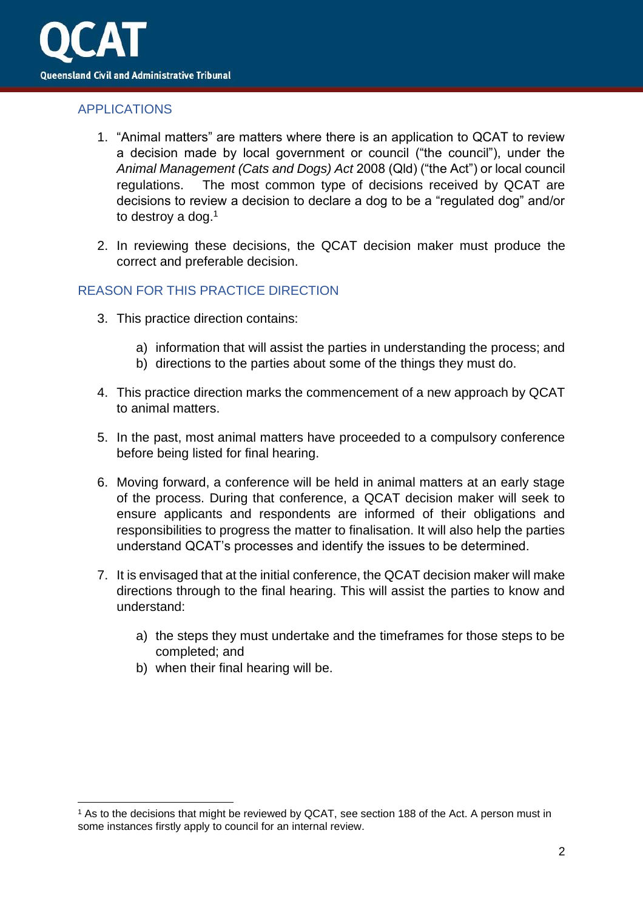## APPLICATIONS

1. "Animal matters" are matters where there is an application to QCAT to review a decision made by local government or council ("the council"), under the *Animal Management (Cats and Dogs) Act* 2008 (Qld) ("the Act") or local council regulations. The most common type of decisions received by QCAT are decisions to review a decision to declare a dog to be a "regulated dog" and/or to destroy a dog.[1]

2. In reviewing these decisions, the QCAT decision maker must produce the correct and preferable decision.

## REASON FOR THIS PRACTICE DIRECTION

3. This practice direction contains:

    a) information that will assist the parties in understanding the process; and
    b) directions to the parties about some of the things they must do.

4. This practice direction marks the commencement of a new approach by QCAT to animal matters.

5. In the past, most animal matters have proceeded to a compulsory conference before being listed for final hearing.

6. Moving forward, a conference will be held in animal matters at an early stage of the process. During that conference, a QCAT decision maker will seek to ensure applicants and respondents are informed of their obligations and responsibilities to progress the matter to finalisation. It will also help the parties understand QCAT's processes and identify the issues to be determined.

7. It is envisaged that at the initial conference, the QCAT decision maker will make directions through to the final hearing. This will assist the parties to know and understand:

    a) the steps they must undertake and the timeframes for those steps to be completed; and
    b) when their final hearing will be.

---

[1] As to the decisions that might be reviewed by QCAT, see section 188 of the Act. A person must in some instances firstly apply to council for an internal review.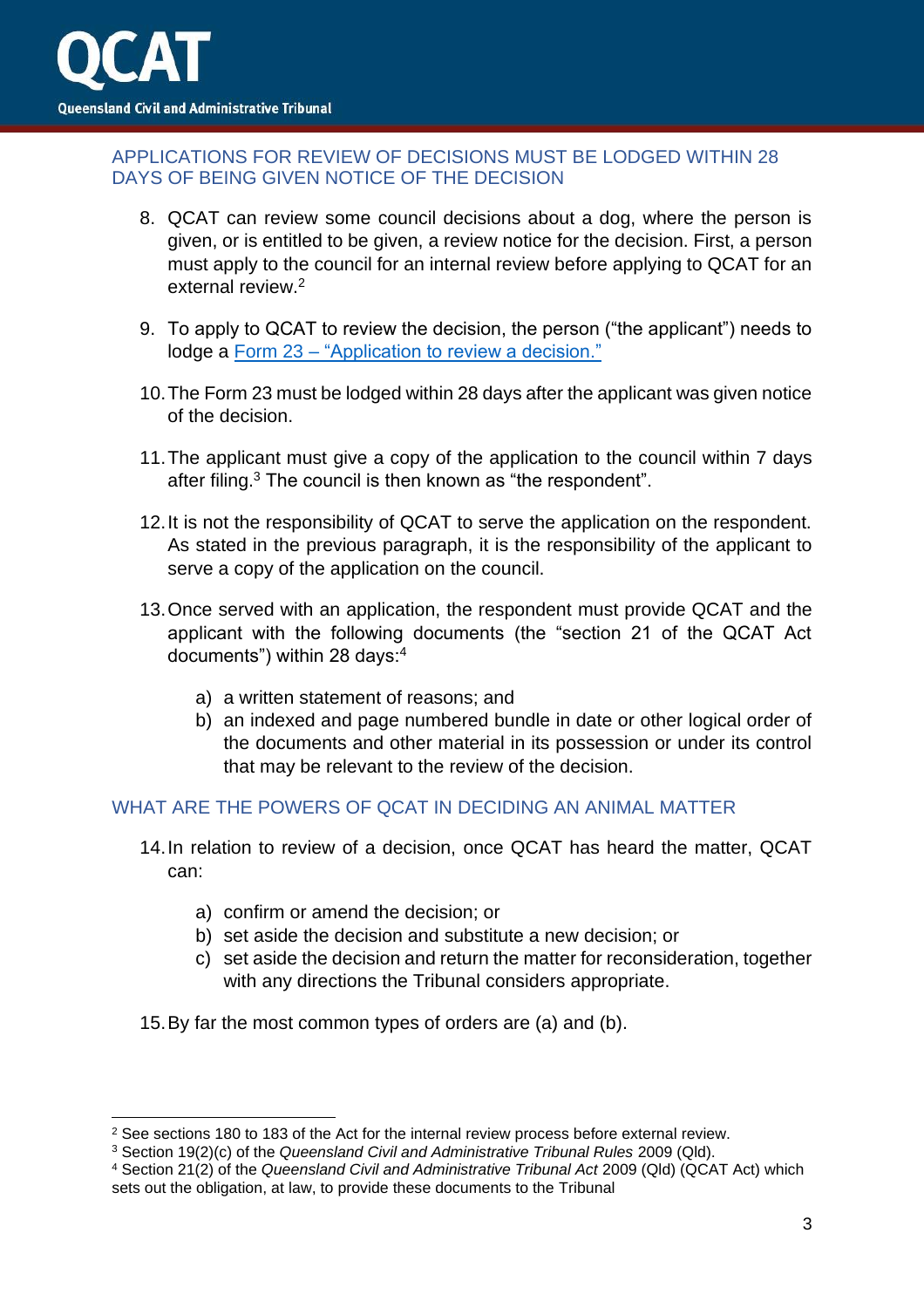## APPLICATIONS FOR REVIEW OF DECISIONS MUST BE LODGED WITHIN 28 DAYS OF BEING GIVEN NOTICE OF THE DECISION

8. QCAT can review some council decisions about a dog, where the person is given, or is entitled to be given, a review notice for the decision. First, a person must apply to the council for an internal review before applying to QCAT for an external review.[2]

9. To apply to QCAT to review the decision, the person ("the applicant") needs to lodge a Form 23 – "Application to review a decision."

10. The Form 23 must be lodged within 28 days after the applicant was given notice of the decision.

11. The applicant must give a copy of the application to the council within 7 days after filing.[3] The council is then known as "the respondent".

12. It is not the responsibility of QCAT to serve the application on the respondent. As stated in the previous paragraph, it is the responsibility of the applicant to serve a copy of the application on the council.

13. Once served with an application, the respondent must provide QCAT and the applicant with the following documents (the "section 21 of the QCAT Act documents") within 28 days:[4]

    a) a written statement of reasons; and
    b) an indexed and page numbered bundle in date or other logical order of the documents and other material in its possession or under its control that may be relevant to the review of the decision.

## WHAT ARE THE POWERS OF QCAT IN DECIDING AN ANIMAL MATTER

14. In relation to review of a decision, once QCAT has heard the matter, QCAT can:

    a) confirm or amend the decision; or
    b) set aside the decision and substitute a new decision; or
    c) set aside the decision and return the matter for reconsideration, together with any directions the Tribunal considers appropriate.

15. By far the most common types of orders are (a) and (b).

---

[2] See sections 180 to 183 of the Act for the internal review process before external review.

[3] Section 19(2)(c) of the *Queensland Civil and Administrative Tribunal Rules* 2009 (Qld).

[4] Section 21(2) of the *Queensland Civil and Administrative Tribunal Act* 2009 (Qld) (QCAT Act) which sets out the obligation, at law, to provide these documents to the Tribunal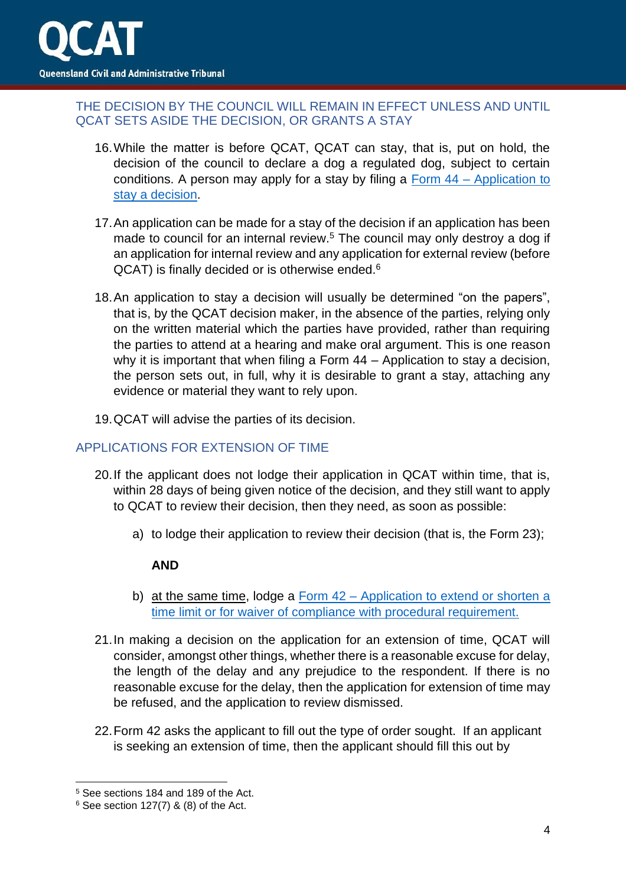## THE DECISION BY THE COUNCIL WILL REMAIN IN EFFECT UNLESS AND UNTIL QCAT SETS ASIDE THE DECISION, OR GRANTS A STAY

16. While the matter is before QCAT, QCAT can stay, that is, put on hold, the decision of the council to declare a dog a regulated dog, subject to certain conditions. A person may apply for a stay by filing a [Form 44 – Application to stay a decision]().

17. An application can be made for a stay of the decision if an application has been made to council for an internal review.[5] The council may only destroy a dog if an application for internal review and any application for external review (before QCAT) is finally decided or is otherwise ended.[6]

18. An application to stay a decision will usually be determined "on the papers", that is, by the QCAT decision maker, in the absence of the parties, relying only on the written material which the parties have provided, rather than requiring the parties to attend at a hearing and make oral argument. This is one reason why it is important that when filing a Form 44 – Application to stay a decision, the person sets out, in full, why it is desirable to grant a stay, attaching any evidence or material they want to rely upon.

19. QCAT will advise the parties of its decision.

## APPLICATIONS FOR EXTENSION OF TIME

20. If the applicant does not lodge their application in QCAT within time, that is, within 28 days of being given notice of the decision, and they still want to apply to QCAT to review their decision, then they need, as soon as possible:

    a) to lodge their application to review their decision (that is, the Form 23);

    **AND**

    b) at the same time, lodge a [Form 42 – Application to extend or shorten a time limit or for waiver of compliance with procedural requirement.]()

21. In making a decision on the application for an extension of time, QCAT will consider, amongst other things, whether there is a reasonable excuse for delay, the length of the delay and any prejudice to the respondent. If there is no reasonable excuse for the delay, then the application for extension of time may be refused, and the application to review dismissed.

22. Form 42 asks the applicant to fill out the type of order sought. If an applicant is seeking an extension of time, then the applicant should fill this out by

---

[5] See sections 184 and 189 of the Act.

[6] See section 127(7) & (8) of the Act.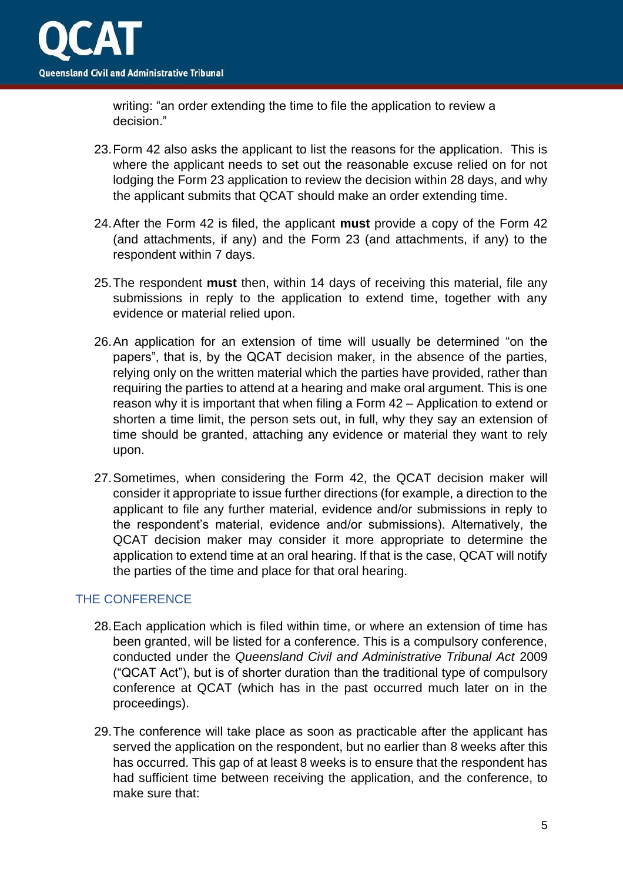writing: "an order extending the time to file the application to review a decision."

23. Form 42 also asks the applicant to list the reasons for the application. This is where the applicant needs to set out the reasonable excuse relied on for not lodging the Form 23 application to review the decision within 28 days, and why the applicant submits that QCAT should make an order extending time.

24. After the Form 42 is filed, the applicant **must** provide a copy of the Form 42 (and attachments, if any) and the Form 23 (and attachments, if any) to the respondent within 7 days.

25. The respondent **must** then, within 14 days of receiving this material, file any submissions in reply to the application to extend time, together with any evidence or material relied upon.

26. An application for an extension of time will usually be determined "on the papers", that is, by the QCAT decision maker, in the absence of the parties, relying only on the written material which the parties have provided, rather than requiring the parties to attend at a hearing and make oral argument. This is one reason why it is important that when filing a Form 42 – Application to extend or shorten a time limit, the person sets out, in full, why they say an extension of time should be granted, attaching any evidence or material they want to rely upon.

27. Sometimes, when considering the Form 42, the QCAT decision maker will consider it appropriate to issue further directions (for example, a direction to the applicant to file any further material, evidence and/or submissions in reply to the respondent's material, evidence and/or submissions). Alternatively, the QCAT decision maker may consider it more appropriate to determine the application to extend time at an oral hearing. If that is the case, QCAT will notify the parties of the time and place for that oral hearing.

## THE CONFERENCE

28. Each application which is filed within time, or where an extension of time has been granted, will be listed for a conference. This is a compulsory conference, conducted under the *Queensland Civil and Administrative Tribunal Act* 2009 ("QCAT Act"), but is of shorter duration than the traditional type of compulsory conference at QCAT (which has in the past occurred much later on in the proceedings).

29. The conference will take place as soon as practicable after the applicant has served the application on the respondent, but no earlier than 8 weeks after this has occurred. This gap of at least 8 weeks is to ensure that the respondent has had sufficient time between receiving the application, and the conference, to make sure that: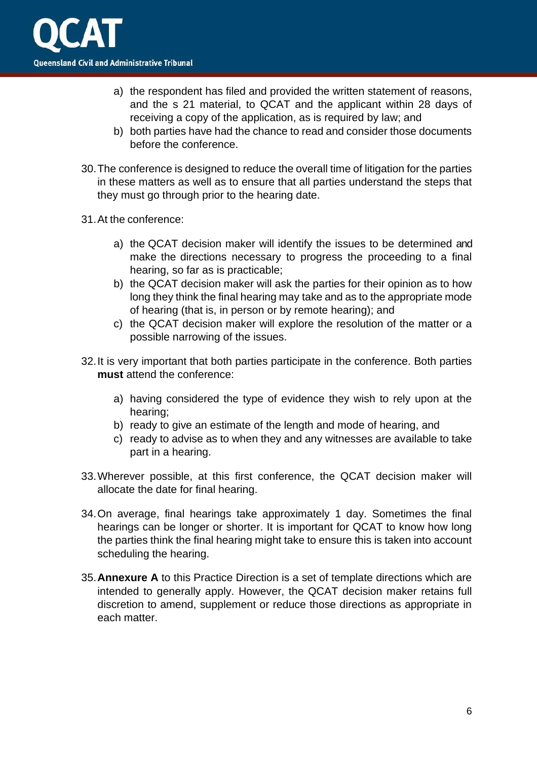a) the respondent has filed and provided the written statement of reasons, and the s 21 material, to QCAT and the applicant within 28 days of receiving a copy of the application, as is required by law; and
b) both parties have had the chance to read and consider those documents before the conference.

30. The conference is designed to reduce the overall time of litigation for the parties in these matters as well as to ensure that all parties understand the steps that they must go through prior to the hearing date.

31. At the conference:

   a) the QCAT decision maker will identify the issues to be determined and make the directions necessary to progress the proceeding to a final hearing, so far as is practicable;
   b) the QCAT decision maker will ask the parties for their opinion as to how long they think the final hearing may take and as to the appropriate mode of hearing (that is, in person or by remote hearing); and
   c) the QCAT decision maker will explore the resolution of the matter or a possible narrowing of the issues.

32. It is very important that both parties participate in the conference. Both parties **must** attend the conference:

   a) having considered the type of evidence they wish to rely upon at the hearing;
   b) ready to give an estimate of the length and mode of hearing, and
   c) ready to advise as to when they and any witnesses are available to take part in a hearing.

33. Wherever possible, at this first conference, the QCAT decision maker will allocate the date for final hearing.

34. On average, final hearings take approximately 1 day. Sometimes the final hearings can be longer or shorter. It is important for QCAT to know how long the parties think the final hearing might take to ensure this is taken into account scheduling the hearing.

35. **Annexure A** to this Practice Direction is a set of template directions which are intended to generally apply. However, the QCAT decision maker retains full discretion to amend, supplement or reduce those directions as appropriate in each matter.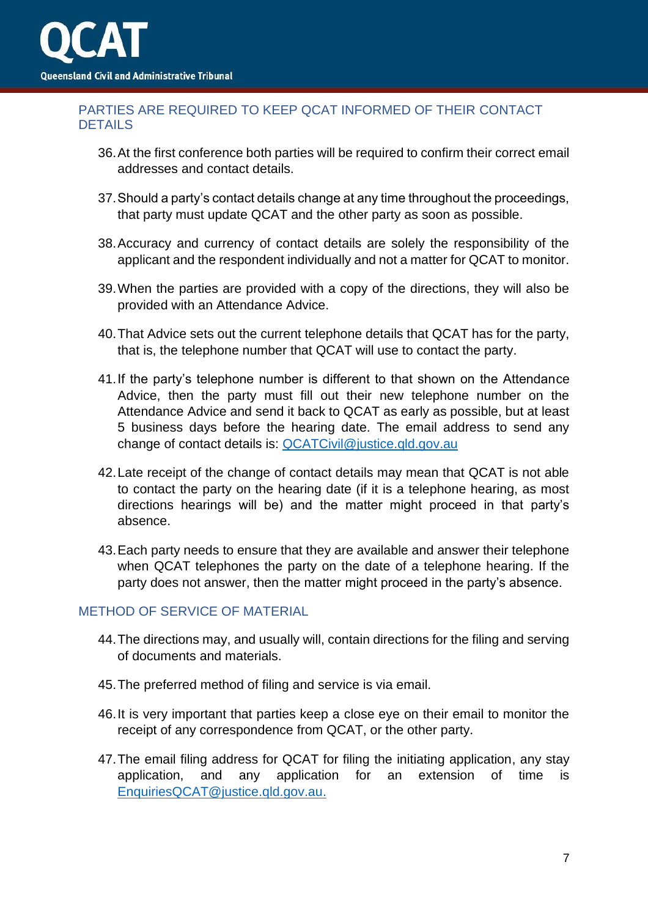## PARTIES ARE REQUIRED TO KEEP QCAT INFORMED OF THEIR CONTACT DETAILS

36. At the first conference both parties will be required to confirm their correct email addresses and contact details.

37. Should a party's contact details change at any time throughout the proceedings, that party must update QCAT and the other party as soon as possible.

38. Accuracy and currency of contact details are solely the responsibility of the applicant and the respondent individually and not a matter for QCAT to monitor.

39. When the parties are provided with a copy of the directions, they will also be provided with an Attendance Advice.

40. That Advice sets out the current telephone details that QCAT has for the party, that is, the telephone number that QCAT will use to contact the party.

41. If the party's telephone number is different to that shown on the Attendance Advice, then the party must fill out their new telephone number on the Attendance Advice and send it back to QCAT as early as possible, but at least 5 business days before the hearing date. The email address to send any change of contact details is: QCATCivil@justice.qld.gov.au

42. Late receipt of the change of contact details may mean that QCAT is not able to contact the party on the hearing date (if it is a telephone hearing, as most directions hearings will be) and the matter might proceed in that party's absence.

43. Each party needs to ensure that they are available and answer their telephone when QCAT telephones the party on the date of a telephone hearing. If the party does not answer, then the matter might proceed in the party's absence.

## METHOD OF SERVICE OF MATERIAL

44. The directions may, and usually will, contain directions for the filing and serving of documents and materials.

45. The preferred method of filing and service is via email.

46. It is very important that parties keep a close eye on their email to monitor the receipt of any correspondence from QCAT, or the other party.

47. The email filing address for QCAT for filing the initiating application, any stay application, and any application for an extension of time is EnquiriesQCAT@justice.qld.gov.au.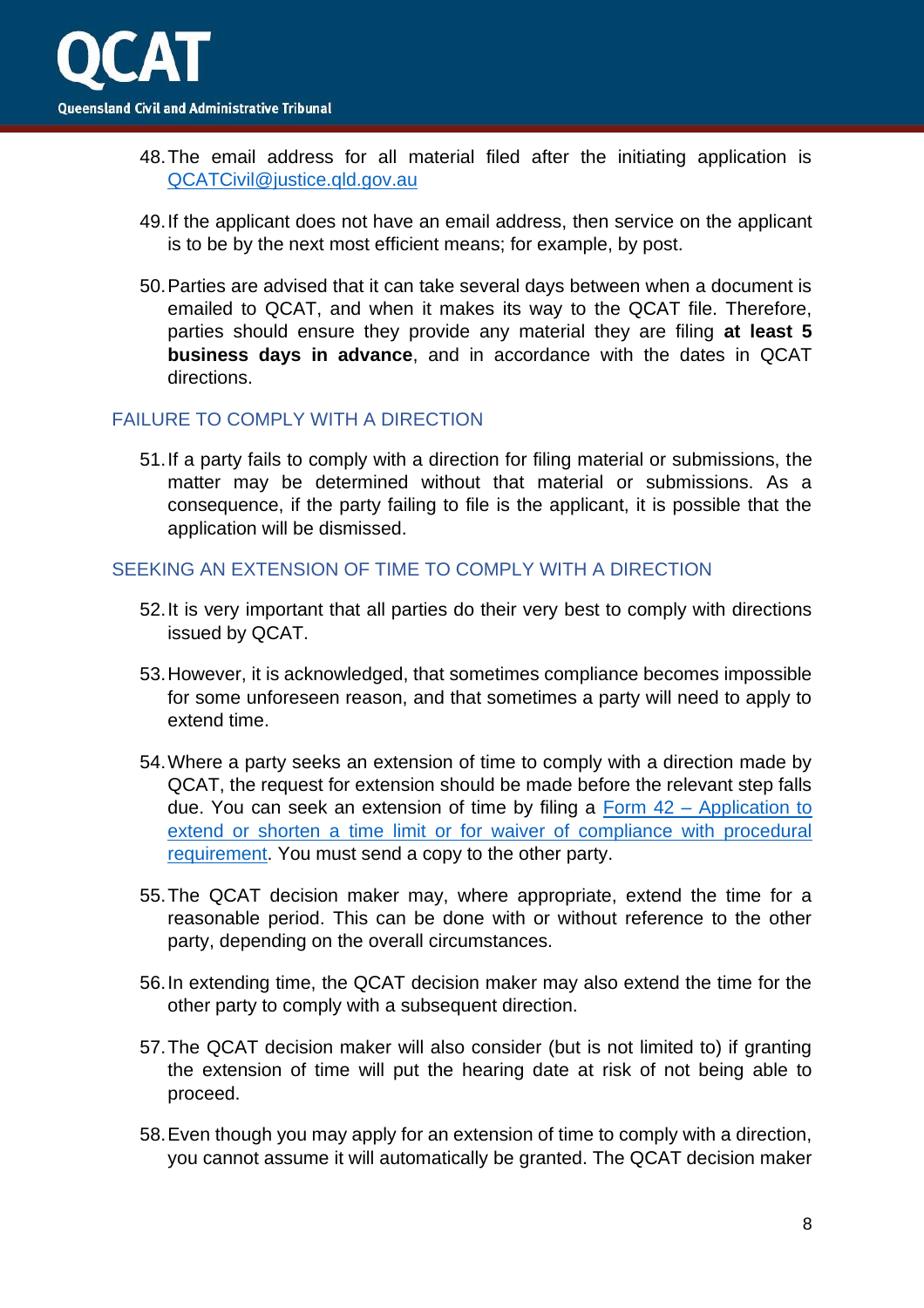48. The email address for all material filed after the initiating application is [QCATCivil@justice.qld.gov.au](mailto:QCATCivil@justice.qld.gov.au)

49. If the applicant does not have an email address, then service on the applicant is to be by the next most efficient means; for example, by post.

50. Parties are advised that it can take several days between when a document is emailed to QCAT, and when it makes its way to the QCAT file. Therefore, parties should ensure they provide any material they are filing **at least 5 business days in advance**, and in accordance with the dates in QCAT directions.

## FAILURE TO COMPLY WITH A DIRECTION

51. If a party fails to comply with a direction for filing material or submissions, the matter may be determined without that material or submissions. As a consequence, if the party failing to file is the applicant, it is possible that the application will be dismissed.

## SEEKING AN EXTENSION OF TIME TO COMPLY WITH A DIRECTION

52. It is very important that all parties do their very best to comply with directions issued by QCAT.

53. However, it is acknowledged, that sometimes compliance becomes impossible for some unforeseen reason, and that sometimes a party will need to apply to extend time.

54. Where a party seeks an extension of time to comply with a direction made by QCAT, the request for extension should be made before the relevant step falls due. You can seek an extension of time by filing a Form 42 – Application to extend or shorten a time limit or for waiver of compliance with procedural requirement. You must send a copy to the other party.

55. The QCAT decision maker may, where appropriate, extend the time for a reasonable period. This can be done with or without reference to the other party, depending on the overall circumstances.

56. In extending time, the QCAT decision maker may also extend the time for the other party to comply with a subsequent direction.

57. The QCAT decision maker will also consider (but is not limited to) if granting the extension of time will put the hearing date at risk of not being able to proceed.

58. Even though you may apply for an extension of time to comply with a direction, you cannot assume it will automatically be granted. The QCAT decision maker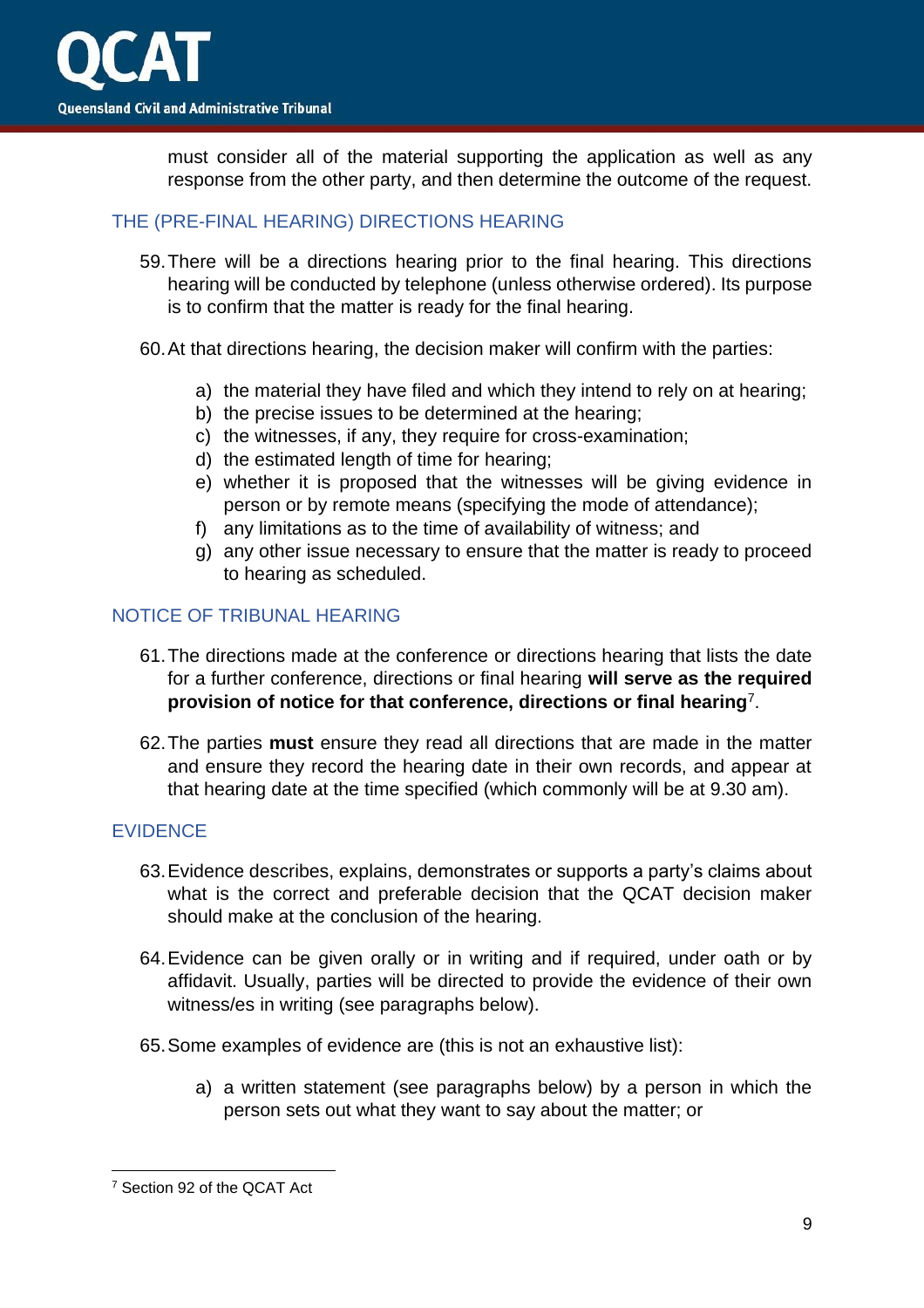must consider all of the material supporting the application as well as any response from the other party, and then determine the outcome of the request.

## THE (PRE-FINAL HEARING) DIRECTIONS HEARING

59. There will be a directions hearing prior to the final hearing. This directions hearing will be conducted by telephone (unless otherwise ordered). Its purpose is to confirm that the matter is ready for the final hearing.

60. At that directions hearing, the decision maker will confirm with the parties:

    a) the material they have filed and which they intend to rely on at hearing;
    b) the precise issues to be determined at the hearing;
    c) the witnesses, if any, they require for cross-examination;
    d) the estimated length of time for hearing;
    e) whether it is proposed that the witnesses will be giving evidence in person or by remote means (specifying the mode of attendance);
    f) any limitations as to the time of availability of witness; and
    g) any other issue necessary to ensure that the matter is ready to proceed to hearing as scheduled.

## NOTICE OF TRIBUNAL HEARING

61. The directions made at the conference or directions hearing that lists the date for a further conference, directions or final hearing **will serve as the required provision of notice for that conference, directions or final hearing**[7].

62. The parties **must** ensure they read all directions that are made in the matter and ensure they record the hearing date in their own records, and appear at that hearing date at the time specified (which commonly will be at 9.30 am).

## EVIDENCE

63. Evidence describes, explains, demonstrates or supports a party's claims about what is the correct and preferable decision that the QCAT decision maker should make at the conclusion of the hearing.

64. Evidence can be given orally or in writing and if required, under oath or by affidavit. Usually, parties will be directed to provide the evidence of their own witness/es in writing (see paragraphs below).

65. Some examples of evidence are (this is not an exhaustive list):

    a) a written statement (see paragraphs below) by a person in which the person sets out what they want to say about the matter; or

---

[7] Section 92 of the QCAT Act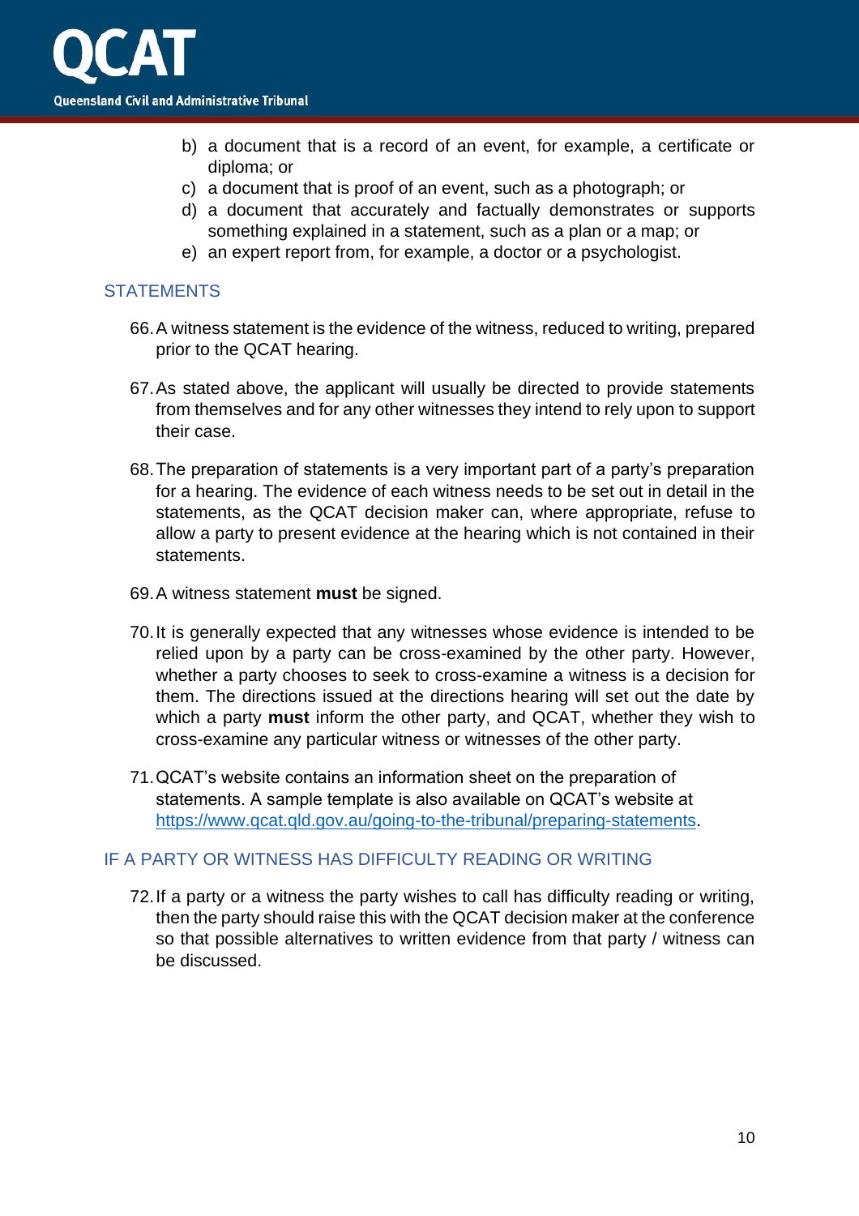b) a document that is a record of an event, for example, a certificate or diploma; or
c) a document that is proof of an event, such as a photograph; or
d) a document that accurately and factually demonstrates or supports something explained in a statement, such as a plan or a map; or
e) an expert report from, for example, a doctor or a psychologist.

## STATEMENTS

66. A witness statement is the evidence of the witness, reduced to writing, prepared prior to the QCAT hearing.

67. As stated above, the applicant will usually be directed to provide statements from themselves and for any other witnesses they intend to rely upon to support their case.

68. The preparation of statements is a very important part of a party's preparation for a hearing. The evidence of each witness needs to be set out in detail in the statements, as the QCAT decision maker can, where appropriate, refuse to allow a party to present evidence at the hearing which is not contained in their statements.

69. A witness statement **must** be signed.

70. It is generally expected that any witnesses whose evidence is intended to be relied upon by a party can be cross-examined by the other party. However, whether a party chooses to seek to cross-examine a witness is a decision for them. The directions issued at the directions hearing will set out the date by which a party **must** inform the other party, and QCAT, whether they wish to cross-examine any particular witness or witnesses of the other party.

71. QCAT's website contains an information sheet on the preparation of statements. A sample template is also available on QCAT's website at https://www.qcat.qld.gov.au/going-to-the-tribunal/preparing-statements.

## IF A PARTY OR WITNESS HAS DIFFICULTY READING OR WRITING

72. If a party or a witness the party wishes to call has difficulty reading or writing, then the party should raise this with the QCAT decision maker at the conference so that possible alternatives to written evidence from that party / witness can be discussed.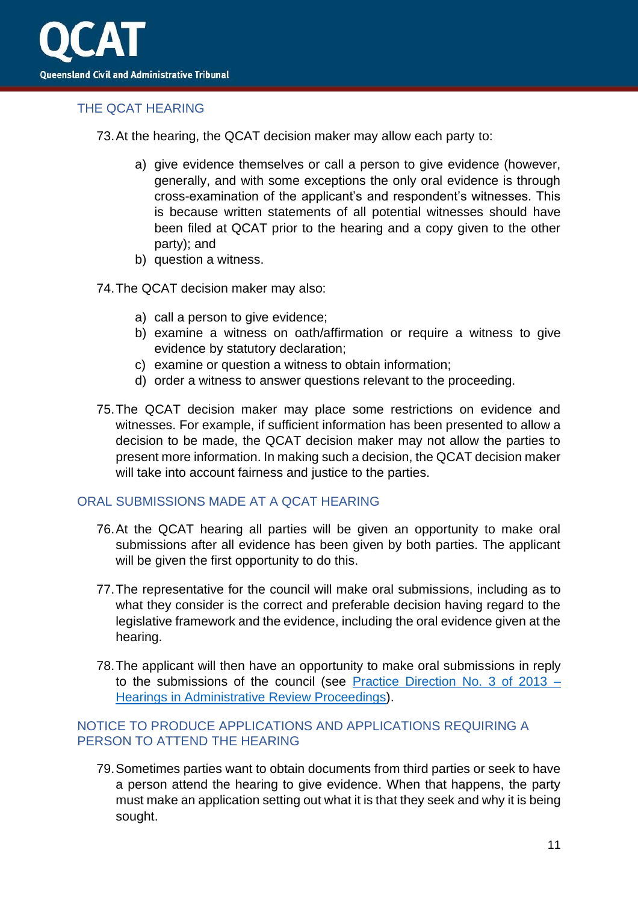## THE QCAT HEARING

73. At the hearing, the QCAT decision maker may allow each party to:

    a) give evidence themselves or call a person to give evidence (however, generally, and with some exceptions the only oral evidence is through cross-examination of the applicant's and respondent's witnesses. This is because written statements of all potential witnesses should have been filed at QCAT prior to the hearing and a copy given to the other party); and
    b) question a witness.

74. The QCAT decision maker may also:

    a) call a person to give evidence;
    b) examine a witness on oath/affirmation or require a witness to give evidence by statutory declaration;
    c) examine or question a witness to obtain information;
    d) order a witness to answer questions relevant to the proceeding.

75. The QCAT decision maker may place some restrictions on evidence and witnesses. For example, if sufficient information has been presented to allow a decision to be made, the QCAT decision maker may not allow the parties to present more information. In making such a decision, the QCAT decision maker will take into account fairness and justice to the parties.

## ORAL SUBMISSIONS MADE AT A QCAT HEARING

76. At the QCAT hearing all parties will be given an opportunity to make oral submissions after all evidence has been given by both parties. The applicant will be given the first opportunity to do this.

77. The representative for the council will make oral submissions, including as to what they consider is the correct and preferable decision having regard to the legislative framework and the evidence, including the oral evidence given at the hearing.

78. The applicant will then have an opportunity to make oral submissions in reply to the submissions of the council (see [Practice Direction No. 3 of 2013 – Hearings in Administrative Review Proceedings]).

## NOTICE TO PRODUCE APPLICATIONS AND APPLICATIONS REQUIRING A PERSON TO ATTEND THE HEARING

79. Sometimes parties want to obtain documents from third parties or seek to have a person attend the hearing to give evidence. When that happens, the party must make an application setting out what it is that they seek and why it is being sought.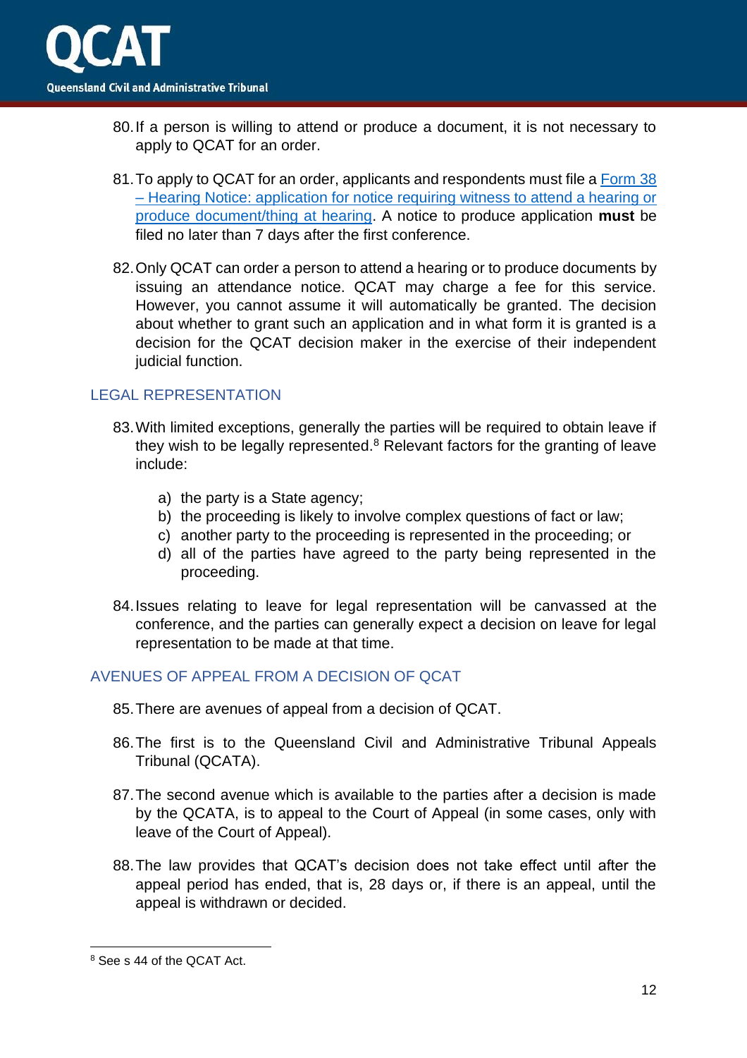80. If a person is willing to attend or produce a document, it is not necessary to apply to QCAT for an order.

81. To apply to QCAT for an order, applicants and respondents must file a Form 38 – Hearing Notice: application for notice requiring witness to attend a hearing or produce document/thing at hearing. A notice to produce application **must** be filed no later than 7 days after the first conference.

82. Only QCAT can order a person to attend a hearing or to produce documents by issuing an attendance notice. QCAT may charge a fee for this service. However, you cannot assume it will automatically be granted. The decision about whether to grant such an application and in what form it is granted is a decision for the QCAT decision maker in the exercise of their independent judicial function.

## LEGAL REPRESENTATION

83. With limited exceptions, generally the parties will be required to obtain leave if they wish to be legally represented.[8] Relevant factors for the granting of leave include:

    a) the party is a State agency;
    b) the proceeding is likely to involve complex questions of fact or law;
    c) another party to the proceeding is represented in the proceeding; or
    d) all of the parties have agreed to the party being represented in the proceeding.

84. Issues relating to leave for legal representation will be canvassed at the conference, and the parties can generally expect a decision on leave for legal representation to be made at that time.

## AVENUES OF APPEAL FROM A DECISION OF QCAT

85. There are avenues of appeal from a decision of QCAT.

86. The first is to the Queensland Civil and Administrative Tribunal Appeals Tribunal (QCATA).

87. The second avenue which is available to the parties after a decision is made by the QCATA, is to appeal to the Court of Appeal (in some cases, only with leave of the Court of Appeal).

88. The law provides that QCAT's decision does not take effect until after the appeal period has ended, that is, 28 days or, if there is an appeal, until the appeal is withdrawn or decided.

---

[8] See s 44 of the QCAT Act.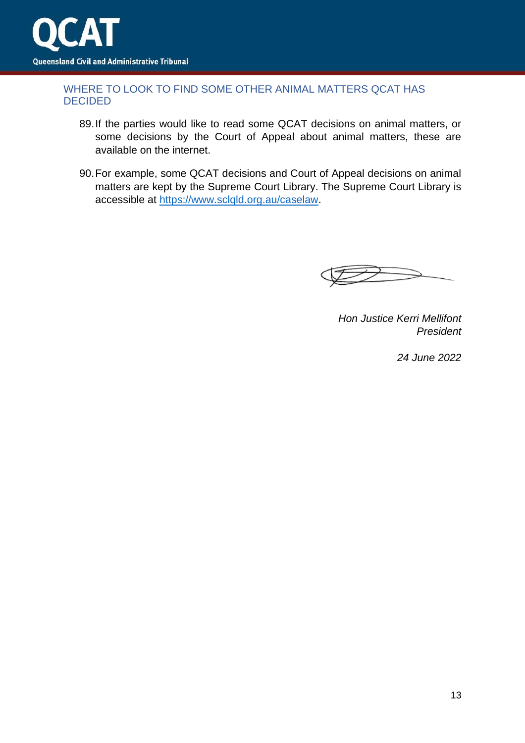## WHERE TO LOOK TO FIND SOME OTHER ANIMAL MATTERS QCAT HAS DECIDED

89. If the parties would like to read some QCAT decisions on animal matters, or some decisions by the Court of Appeal about animal matters, these are available on the internet.

90. For example, some QCAT decisions and Court of Appeal decisions on animal matters are kept by the Supreme Court Library. The Supreme Court Library is accessible at https://www.sclqld.org.au/caselaw.

*Hon Justice Kerri Mellifont*
*President*

*24 June 2022*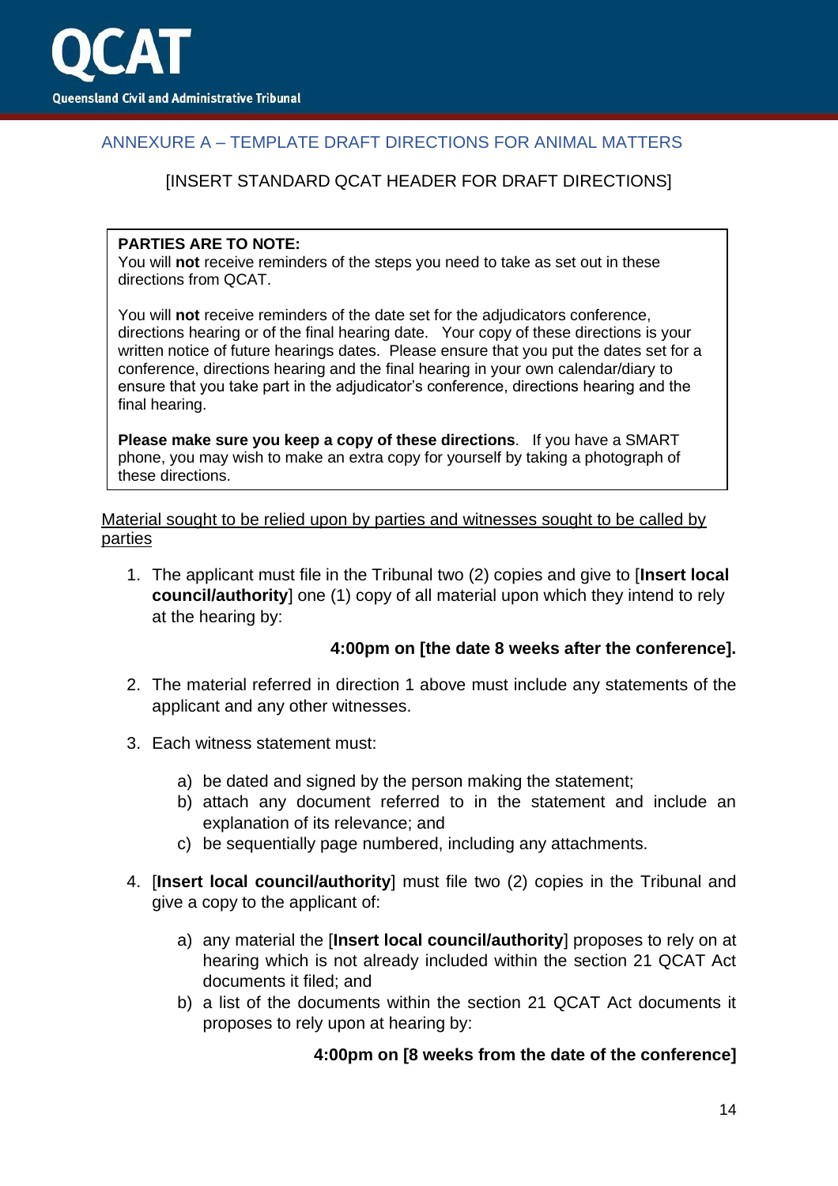ANNEXURE A – TEMPLATE DRAFT DIRECTIONS FOR ANIMAL MATTERS

[INSERT STANDARD QCAT HEADER FOR DRAFT DIRECTIONS]

> **PARTIES ARE TO NOTE:**
> You will **not** receive reminders of the steps you need to take as set out in these directions from QCAT.
>
> You will **not** receive reminders of the date set for the adjudicators conference, directions hearing or of the final hearing date. Your copy of these directions is your written notice of future hearings dates. Please ensure that you put the dates set for a conference, directions hearing and the final hearing in your own calendar/diary to ensure that you take part in the adjudicator's conference, directions hearing and the final hearing.
>
> **Please make sure you keep a copy of these directions**. If you have a SMART phone, you may wish to make an extra copy for yourself by taking a photograph of these directions.

<u>Material sought to be relied upon by parties and witnesses sought to be called by parties</u>

1. The applicant must file in the Tribunal two (2) copies and give to [**Insert local council/authority**] one (1) copy of all material upon which they intend to rely at the hearing by:

   **4:00pm on [the date 8 weeks after the conference].**

2. The material referred in direction 1 above must include any statements of the applicant and any other witnesses.

3. Each witness statement must:

   a) be dated and signed by the person making the statement;
   b) attach any document referred to in the statement and include an explanation of its relevance; and
   c) be sequentially page numbered, including any attachments.

4. [**Insert local council/authority**] must file two (2) copies in the Tribunal and give a copy to the applicant of:

   a) any material the [**Insert local council/authority**] proposes to rely on at hearing which is not already included within the section 21 QCAT Act documents it filed; and
   b) a list of the documents within the section 21 QCAT Act documents it proposes to rely upon at hearing by:

   **4:00pm on [8 weeks from the date of the conference]**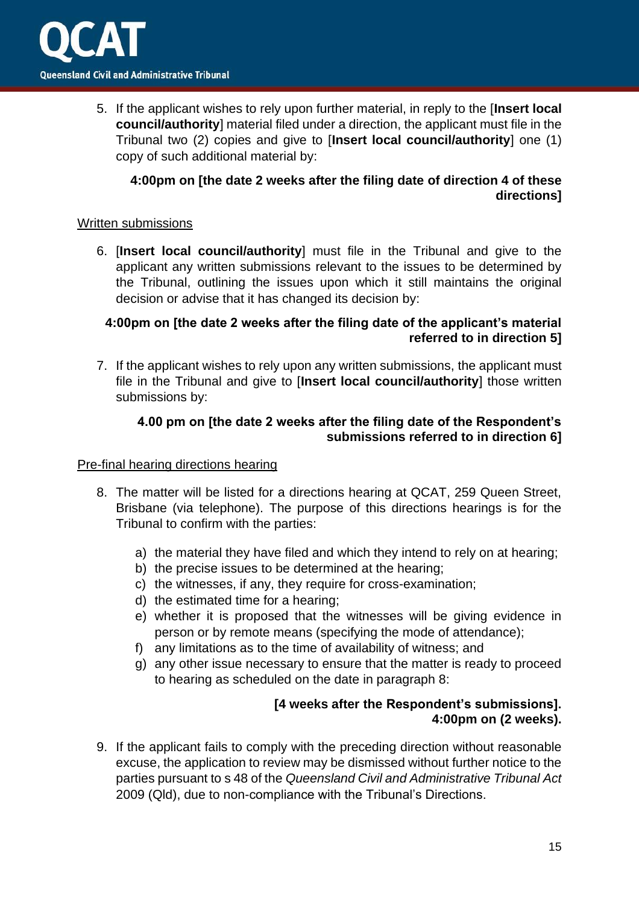5. If the applicant wishes to rely upon further material, in reply to the [**Insert local council/authority**] material filed under a direction, the applicant must file in the Tribunal two (2) copies and give to [**Insert local council/authority**] one (1) copy of such additional material by:

   **4:00pm on [the date 2 weeks after the filing date of direction 4 of these directions]**

<u>Written submissions</u>

6. [**Insert local council/authority**] must file in the Tribunal and give to the applicant any written submissions relevant to the issues to be determined by the Tribunal, outlining the issues upon which it still maintains the original decision or advise that it has changed its decision by:

   **4:00pm on [the date 2 weeks after the filing date of the applicant's material referred to in direction 5]**

7. If the applicant wishes to rely upon any written submissions, the applicant must file in the Tribunal and give to [**Insert local council/authority**] those written submissions by:

   **4.00 pm on [the date 2 weeks after the filing date of the Respondent's submissions referred to in direction 6]**

<u>Pre-final hearing directions hearing</u>

8. The matter will be listed for a directions hearing at QCAT, 259 Queen Street, Brisbane (via telephone). The purpose of this directions hearings is for the Tribunal to confirm with the parties:

   a) the material they have filed and which they intend to rely on at hearing;
   b) the precise issues to be determined at the hearing;
   c) the witnesses, if any, they require for cross-examination;
   d) the estimated time for a hearing;
   e) whether it is proposed that the witnesses will be giving evidence in person or by remote means (specifying the mode of attendance);
   f) any limitations as to the time of availability of witness; and
   g) any other issue necessary to ensure that the matter is ready to proceed to hearing as scheduled on the date in paragraph 8:

   **[4 weeks after the Respondent's submissions].**
   **4:00pm on (2 weeks).**

9. If the applicant fails to comply with the preceding direction without reasonable excuse, the application to review may be dismissed without further notice to the parties pursuant to s 48 of the *Queensland Civil and Administrative Tribunal Act* 2009 (Qld), due to non-compliance with the Tribunal's Directions.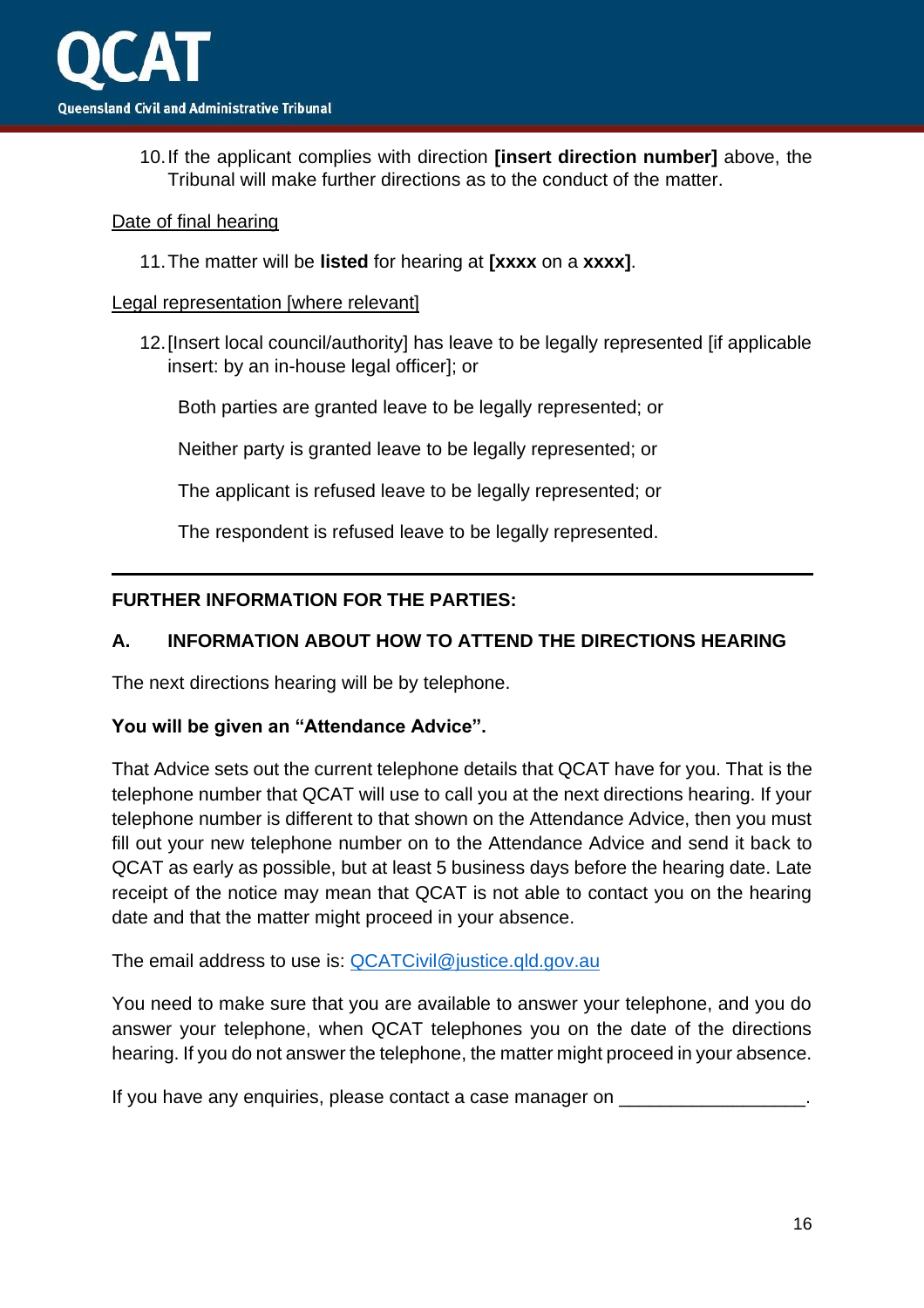10. If the applicant complies with direction **[insert direction number]** above, the Tribunal will make further directions as to the conduct of the matter.

<u>Date of final hearing</u>

11. The matter will be **listed** for hearing at **[xxxx** on a **xxxx]**.

<u>Legal representation [where relevant]</u>

12. [Insert local council/authority] has leave to be legally represented [if applicable insert: by an in-house legal officer]; or

    Both parties are granted leave to be legally represented; or

    Neither party is granted leave to be legally represented; or

    The applicant is refused leave to be legally represented; or

    The respondent is refused leave to be legally represented.

---

**FURTHER INFORMATION FOR THE PARTIES:**

**A. INFORMATION ABOUT HOW TO ATTEND THE DIRECTIONS HEARING**

The next directions hearing will be by telephone.

**You will be given an "Attendance Advice".**

That Advice sets out the current telephone details that QCAT have for you. That is the telephone number that QCAT will use to call you at the next directions hearing. If your telephone number is different to that shown on the Attendance Advice, then you must fill out your new telephone number on to the Attendance Advice and send it back to QCAT as early as possible, but at least 5 business days before the hearing date. Late receipt of the notice may mean that QCAT is not able to contact you on the hearing date and that the matter might proceed in your absence.

The email address to use is: QCATCivil@justice.qld.gov.au

You need to make sure that you are available to answer your telephone, and you do answer your telephone, when QCAT telephones you on the date of the directions hearing. If you do not answer the telephone, the matter might proceed in your absence.

If you have any enquiries, please contact a case manager on __________________.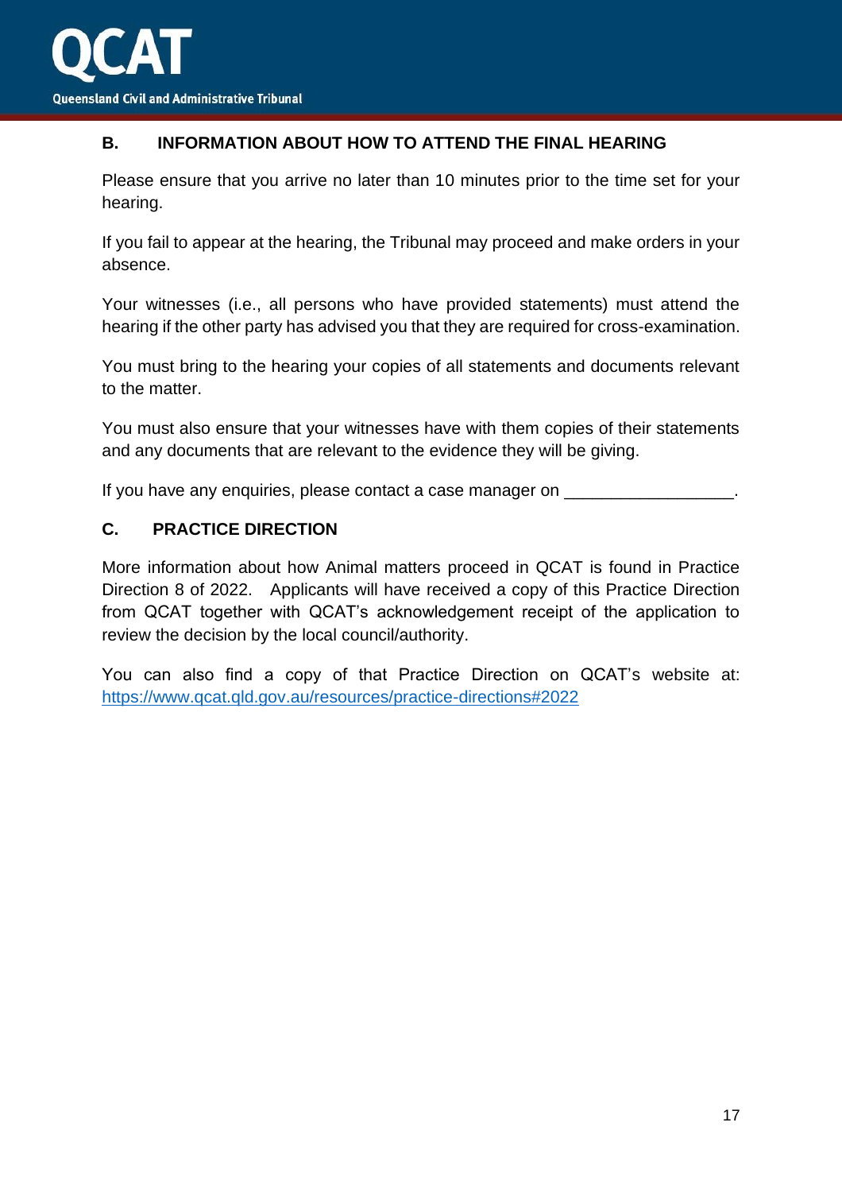## B. INFORMATION ABOUT HOW TO ATTEND THE FINAL HEARING

Please ensure that you arrive no later than 10 minutes prior to the time set for your hearing.

If you fail to appear at the hearing, the Tribunal may proceed and make orders in your absence.

Your witnesses (i.e., all persons who have provided statements) must attend the hearing if the other party has advised you that they are required for cross-examination.

You must bring to the hearing your copies of all statements and documents relevant to the matter.

You must also ensure that your witnesses have with them copies of their statements and any documents that are relevant to the evidence they will be giving.

If you have any enquiries, please contact a case manager on ________________.

## C. PRACTICE DIRECTION

More information about how Animal matters proceed in QCAT is found in Practice Direction 8 of 2022. Applicants will have received a copy of this Practice Direction from QCAT together with QCAT's acknowledgement receipt of the application to review the decision by the local council/authority.

You can also find a copy of that Practice Direction on QCAT's website at: https://www.qcat.qld.gov.au/resources/practice-directions#2022